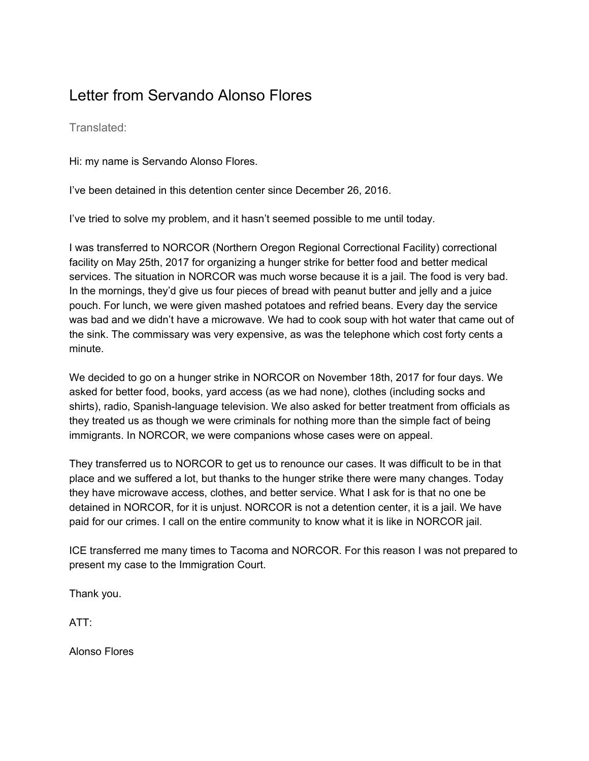# Letter from Servando Alonso Flores

Translated:

Hi: my name is Servando Alonso Flores.

I've been detained in this detention center since December 26, 2016.

I've tried to solve my problem, and it hasn't seemed possible to me until today.

I was transferred to NORCOR (Northern Oregon Regional Correctional Facility) correctional facility on May 25th, 2017 for organizing a hunger strike for better food and better medical services. The situation in NORCOR was much worse because it is a jail. The food is very bad. In the mornings, they'd give us four pieces of bread with peanut butter and jelly and a juice pouch. For lunch, we were given mashed potatoes and refried beans. Every day the service was bad and we didn't have a microwave. We had to cook soup with hot water that came out of the sink. The commissary was very expensive, as was the telephone which cost forty cents a minute.

We decided to go on a hunger strike in NORCOR on November 18th, 2017 for four days. We asked for better food, books, yard access (as we had none), clothes (including socks and shirts), radio, Spanish-language television. We also asked for better treatment from officials as they treated us as though we were criminals for nothing more than the simple fact of being immigrants. In NORCOR, we were companions whose cases were on appeal.

They transferred us to NORCOR to get us to renounce our cases. It was difficult to be in that place and we suffered a lot, but thanks to the hunger strike there were many changes. Today they have microwave access, clothes, and better service. What I ask for is that no one be detained in NORCOR, for it is unjust. NORCOR is not a detention center, it is a jail. We have paid for our crimes. I call on the entire community to know what it is like in NORCOR jail.

ICE transferred me many times to Tacoma and NORCOR. For this reason I was not prepared to present my case to the Immigration Court.

Thank you.

ATT:

Alonso Flores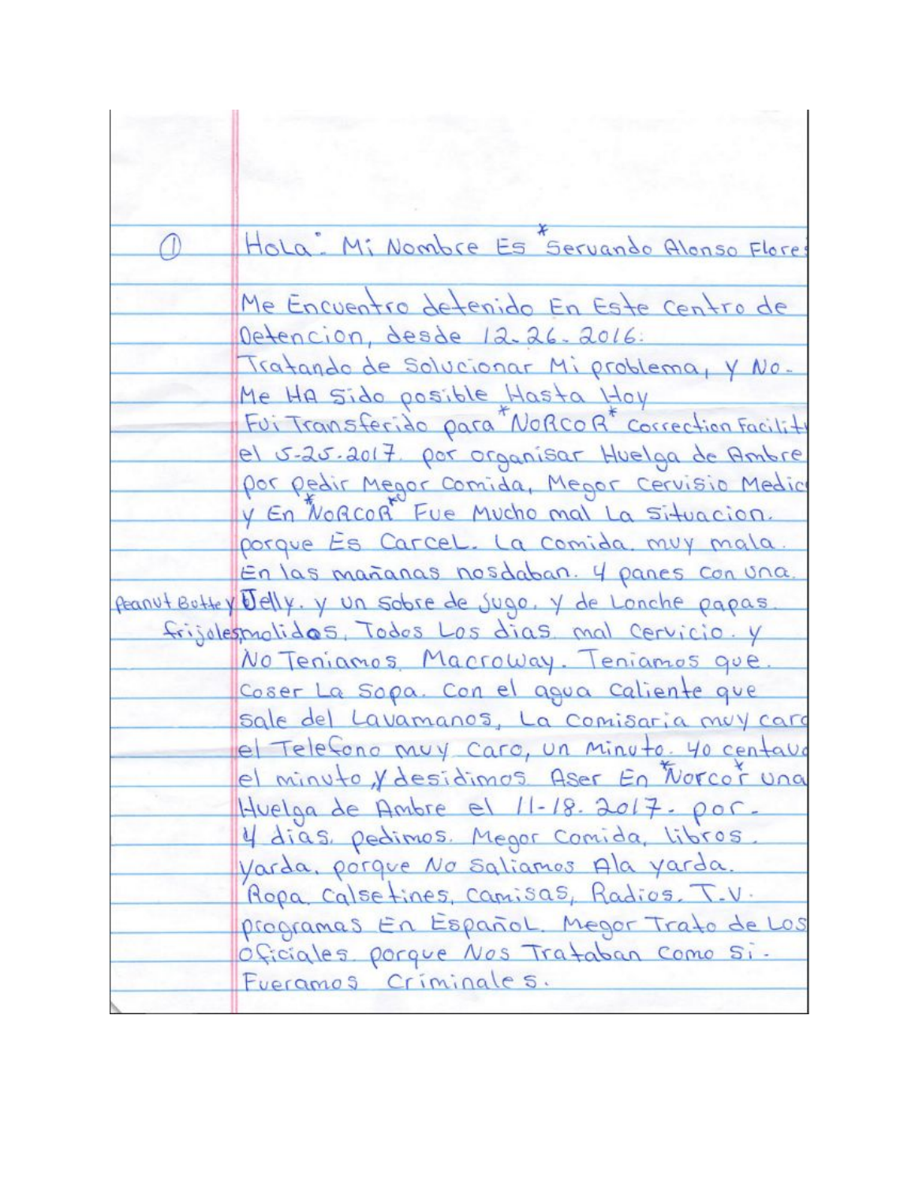① Hola: Mi Nombre Es *Servando Alonso Flores

Me Encuentro detenido En Este centro de Detencion, desde 12-26-2016:
Tratando de Solucionar Mi problema, y No-
Me HA sido posible Hasta Hoy
Fui Transferido para *NORCOR* correction Facility
el 5-25-2017. por organisar Huelga de Ambre
por pedir Megor Comida, Megor Cervisio Medico
y En *NORCOR* Fue Mucho mal La situacion.
porque Es Carcel. La comida muy mala.
En las mañanas nosdaban. 4 panes con una.
Peanut Butter y Jelly. y un sobre de Jugo. y de Lonche papas.
frijoles molidos, Todos Los dias mal cervicio. y
No Teniamos Macroway. Teniamos que.
Coser La Sopa. Con el agua caliente que
sale del Lavamanos, La comisaria muy caro
el Telefono muy caro, un Minuto. 40 centavos
el minuto, y desidimos Aser En *Norco* una
Huelga de Ambre el 11-18-2017. por-
4 dias. pedimos. Megor Comida, libros.
yarda. porque No saliamos Ala yarda.
Ropa. calsetines, camisas, Radios. T.V.
programas En Español. Megor Trato de Los
oficiales. porque Nos Trataban como si-
Fueramos criminales.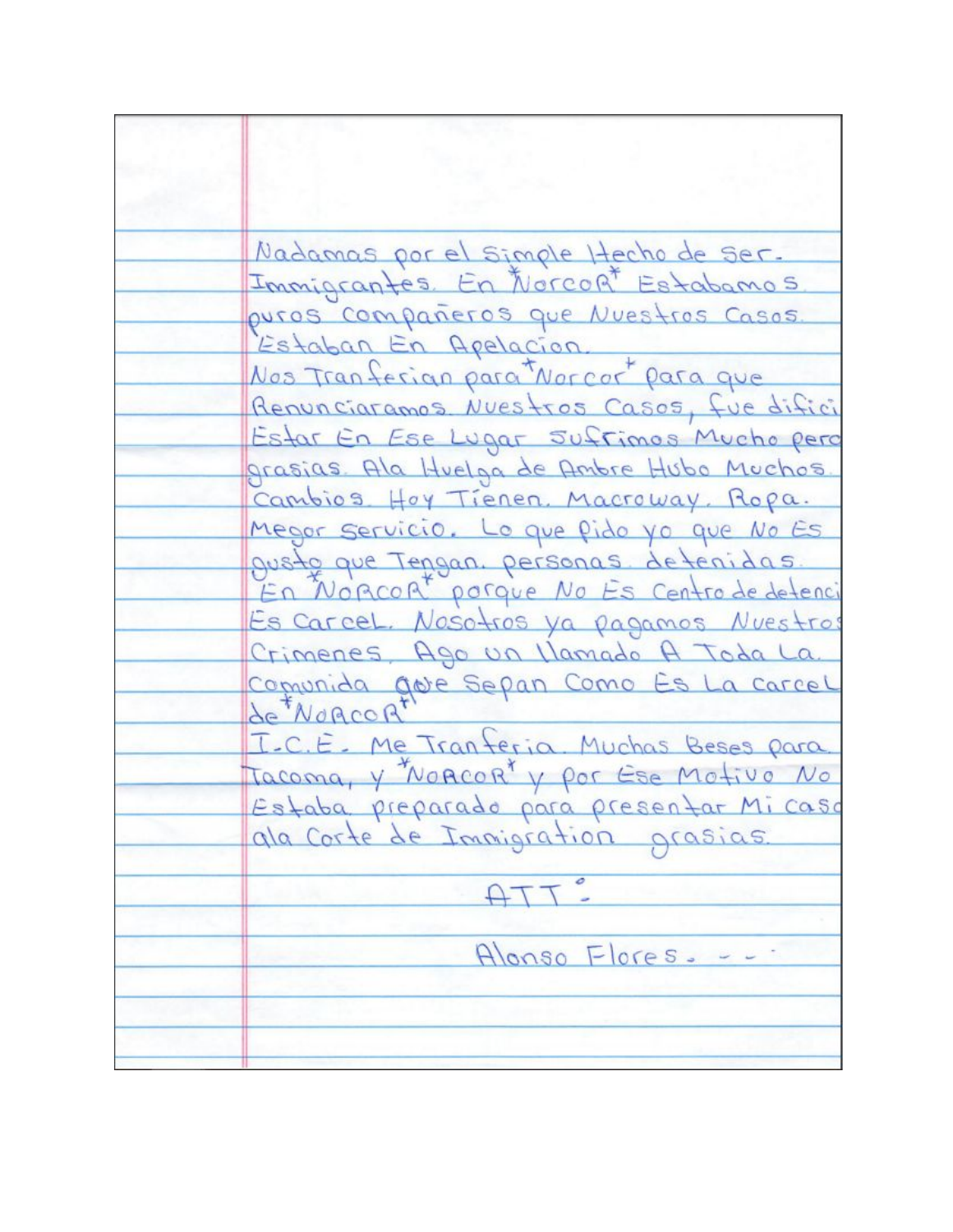Nadamas por el simple Hecho de ser. Immigrantes. En *NorcoR* Estabamos puros compañeros que Nuestros Casos Estaban En Apelacion.
Nos Tranferian para *Norcor* para que Renunciaramos Nuestros Casos, fue dificil Estar En Ese Lugar sufrimos Mucho pero grasias Ala Huelga de Ambre Hubo Muchos cambios. Hoy Tienen. Macroway. Ropa. Megor servicio. Lo que pido yo que No Es gusto que Tengan. personas detenidas En *NoRCoR* porque No Es Centro de detencion Es CarceL. Nosotros ya pagamos Nuestros Crimenes. Ago un llamado A Toda La. comunida que Sepan Como Es La carceL de *NoRCoR*
I.C.E. Me Tranferia. Muchas Beses para Tacoma, y *NoRCoR* y por Ese Motivo No Estaba preparado para presentar Mi caso ala Corte de Inmigration grasias.

ATT:

Alonso Flores. - -